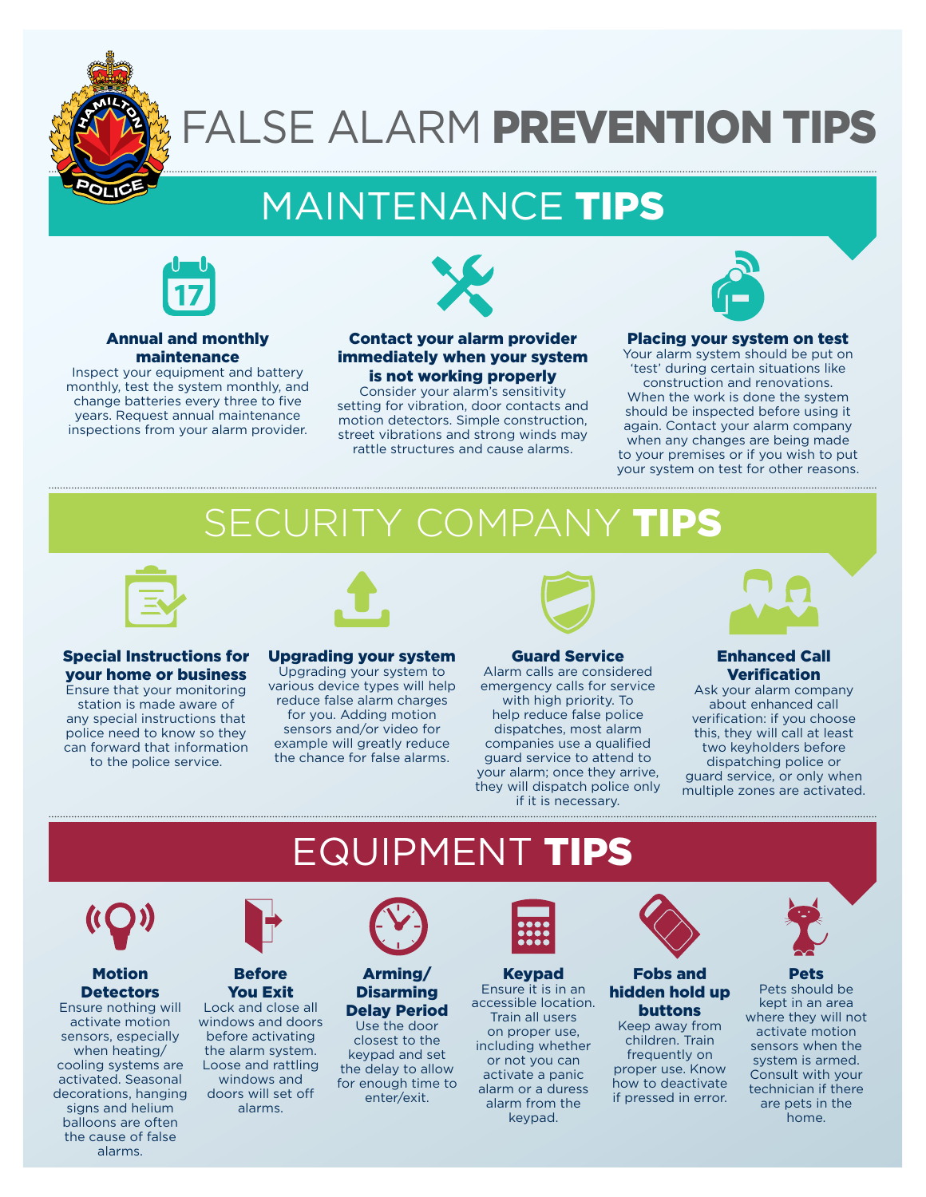# FALSE ALARM **PREVENTION TIPS**

## MAINTENANCE **TIPS**

### Annual and monthly maintenance

Inspect your equipment and battery monthly, test the system monthly, and change batteries every three to five years. Request annual maintenance inspections from your alarm provider.

### Contact your alarm provider immediately when your system is not working properly

Consider your alarm's sensitivity setting for vibration, door contacts and motion detectors. Simple construction, street vibrations and strong winds may rattle structures and cause alarms.

### Placing your system on test

Your alarm system should be put on 'test' during certain situations like construction and renovations. When the work is done the system should be inspected before using it again. Contact your alarm company when any changes are being made to your premises or if you wish to put your system on test for other reasons.

## SECURITY COMPANY **TIPS**

### Special Instructions for your home or business

Ensure that your monitoring station is made aware of any special instructions that police need to know so they can forward that information to the police service.

### Upgrading your system

Upgrading your system to various device types will help reduce false alarm charges for you. Adding motion sensors and/or video for example will greatly reduce the chance for false alarms.

### Guard Service

Alarm calls are considered emergency calls for service with high priority. To help reduce false police dispatches, most alarm companies use a qualified guard service to attend to your alarm; once they arrive, they will dispatch police only if it is necessary.

### Enhanced Call Verification

Ask your alarm company about enhanced call verification: if you choose this, they will call at least two keyholders before dispatching police or guard service, or only when multiple zones are activated.

## EQUIPMENT **TIPS**

### Motion Detectors

Ensure nothing will activate motion sensors, especially when heating/cooling systems are activated. Seasonal decorations, hanging signs and helium balloons are often the cause of false alarms.

### Before You Exit

Lock and close all windows and doors before activating the alarm system. Loose and rattling windows and doors will set off alarms.

### Arming/ Disarming Delay Period

Use the door closest to the keypad and set the delay to allow for enough time to enter/exit.

### Keypad

Ensure it is in an accessible location. Train all users on proper use, including whether or not you can activate a panic alarm or a duress alarm from the keypad.

### Fobs and hidden hold up buttons

Keep away from children. Train frequently on proper use. Know how to deactivate if pressed in error.

### Pets

Pets should be kept in an area where they will not activate motion sensors when the system is armed. Consult with your technician if there are pets in the home.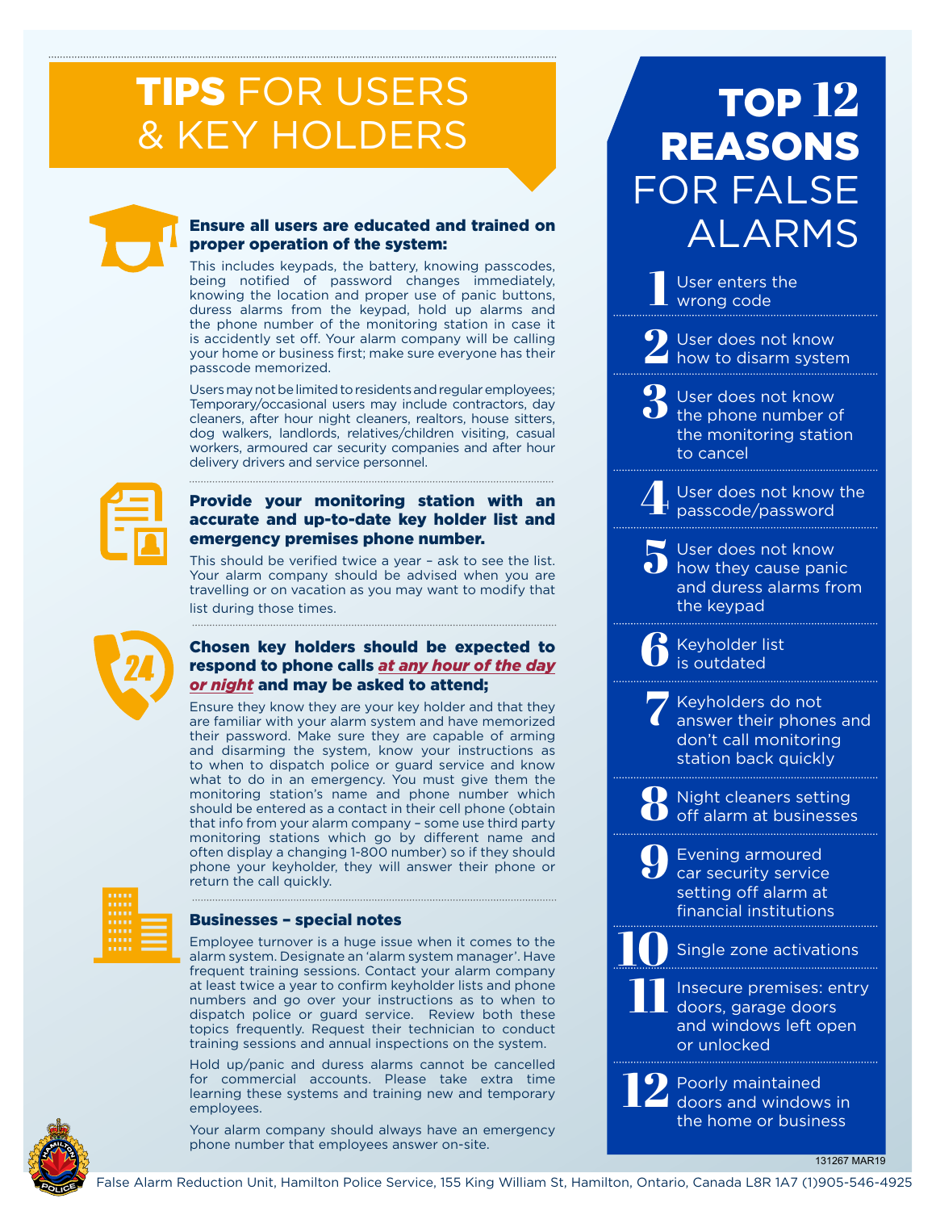# TIPS FOR USERS & KEY HOLDERS

**Ensure all users are educated and trained on proper operation of the system:**

This includes keypads, the battery, knowing passcodes, being notified of password changes immediately, knowing the location and proper use of panic buttons, duress alarms from the keypad, hold up alarms and the phone number of the monitoring station in case it is accidently set off. Your alarm company will be calling your home or business first; make sure everyone has their passcode memorized.

Users may not be limited to residents and regular employees; Temporary/occasional users may include contractors, day cleaners, after hour night cleaners, realtors, house sitters, dog walkers, landlords, relatives/children visiting, casual workers, armoured car security companies and after hour delivery drivers and service personnel.

**Provide your monitoring station with an accurate and up-to-date key holder list and emergency premises phone number.**

This should be verified twice a year – ask to see the list. Your alarm company should be advised when you are travelling or on vacation as you may want to modify that list during those times.

**Chosen key holders should be expected to respond to phone calls *at any hour of the day or night* and may be asked to attend;**

Ensure they know they are your key holder and that they are familiar with your alarm system and have memorized their password. Make sure they are capable of arming and disarming the system, know your instructions as to when to dispatch police or guard service and know what to do in an emergency. You must give them the monitoring station's name and phone number which should be entered as a contact in their cell phone (obtain that info from your alarm company – some use third party monitoring stations which go by different name and often display a changing 1-800 number) so if they should phone your keyholder, they will answer their phone or return the call quickly.

**Businesses – special notes**

Employee turnover is a huge issue when it comes to the alarm system. Designate an 'alarm system manager'. Have frequent training sessions. Contact your alarm company at least twice a year to confirm keyholder lists and phone numbers and go over your instructions as to when to dispatch police or guard service. Review both these topics frequently. Request their technician to conduct training sessions and annual inspections on the system.

Hold up/panic and duress alarms cannot be cancelled for commercial accounts. Please take extra time learning these systems and training new and temporary employees.

Your alarm company should always have an emergency phone number that employees answer on-site.

# TOP 12 REASONS FOR FALSE ALARMS

1. User enters the wrong code
2. User does not know how to disarm system
3. User does not know the phone number of the monitoring station to cancel
4. User does not know the passcode/password
5. User does not know how they cause panic and duress alarms from the keypad
6. Keyholder list is outdated
7. Keyholders do not answer their phones and don't call monitoring station back quickly
8. Night cleaners setting off alarm at businesses
9. Evening armoured car security service setting off alarm at financial institutions
10. Single zone activations
11. Insecure premises: entry doors, garage doors and windows left open or unlocked
12. Poorly maintained doors and windows in the home or business

131267 MAR19

False Alarm Reduction Unit, Hamilton Police Service, 155 King William St, Hamilton, Ontario, Canada L8R 1A7 (1)905-546-4925